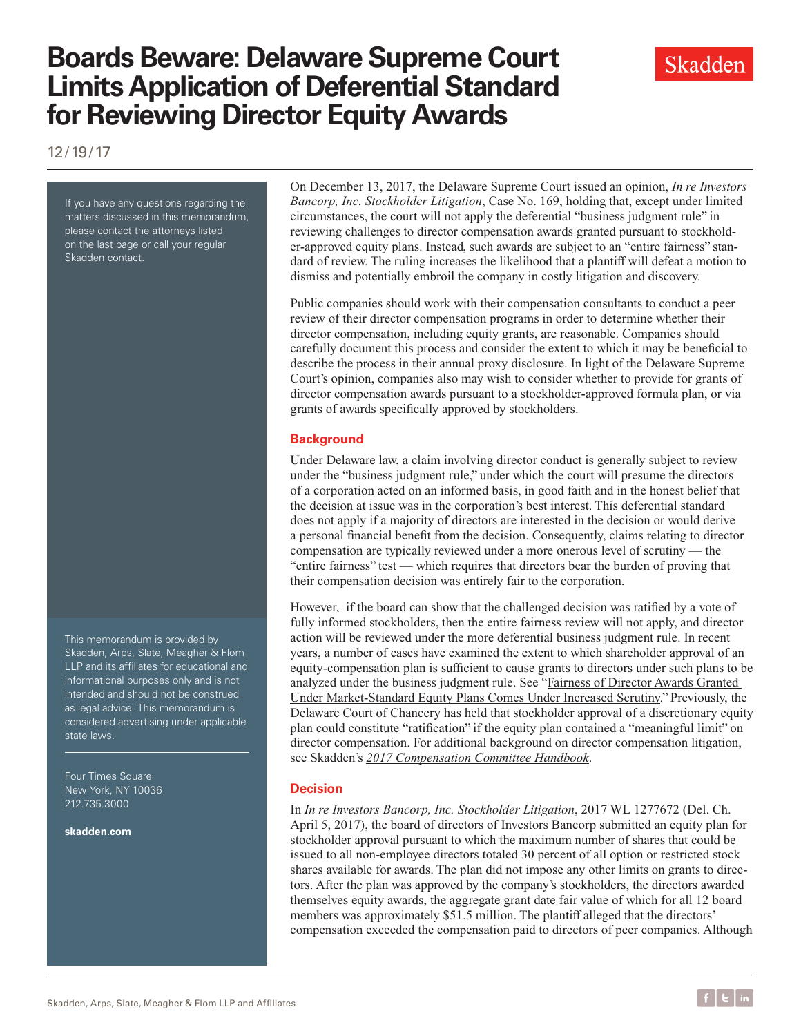# Boards Beware: Delaware Supreme Court Limits Application of Deferential Standard for Reviewing Director Equity Awards

12/19/17

If you have any questions regarding the matters discussed in this memorandum, please contact the attorneys listed on the last page or call your regular Skadden contact.

This memorandum is provided by Skadden, Arps, Slate, Meagher & Flom LLP and its affiliates for educational and informational purposes only and is not intended and should not be construed as legal advice. This memorandum is considered advertising under applicable state laws.

Four Times Square
New York, NY 10036
212.735.3000

**skadden.com**

On December 13, 2017, the Delaware Supreme Court issued an opinion, *In re Investors Bancorp, Inc. Stockholder Litigation*, Case No. 169, holding that, except under limited circumstances, the court will not apply the deferential "business judgment rule" in reviewing challenges to director compensation awards granted pursuant to stockholder-approved equity plans. Instead, such awards are subject to an "entire fairness" standard of review. The ruling increases the likelihood that a plaintiff will defeat a motion to dismiss and potentially embroil the company in costly litigation and discovery.

Public companies should work with their compensation consultants to conduct a peer review of their director compensation programs in order to determine whether their director compensation, including equity grants, are reasonable. Companies should carefully document this process and consider the extent to which it may be beneficial to describe the process in their annual proxy disclosure. In light of the Delaware Supreme Court's opinion, companies also may wish to consider whether to provide for grants of director compensation awards pursuant to a stockholder-approved formula plan, or via grants of awards specifically approved by stockholders.

## Background

Under Delaware law, a claim involving director conduct is generally subject to review under the "business judgment rule," under which the court will presume the directors of a corporation acted on an informed basis, in good faith and in the honest belief that the decision at issue was in the corporation's best interest. This deferential standard does not apply if a majority of directors are interested in the decision or would derive a personal financial benefit from the decision. Consequently, claims relating to director compensation are typically reviewed under a more onerous level of scrutiny — the "entire fairness" test — which requires that directors bear the burden of proving that their compensation decision was entirely fair to the corporation.

However, if the board can show that the challenged decision was ratified by a vote of fully informed stockholders, then the entire fairness review will not apply, and director action will be reviewed under the more deferential business judgment rule. In recent years, a number of cases have examined the extent to which shareholder approval of an equity-compensation plan is sufficient to cause grants to directors under such plans to be analyzed under the business judgment rule. See "Fairness of Director Awards Granted Under Market-Standard Equity Plans Comes Under Increased Scrutiny." Previously, the Delaware Court of Chancery has held that stockholder approval of a discretionary equity plan could constitute "ratification" if the equity plan contained a "meaningful limit" on director compensation. For additional background on director compensation litigation, see Skadden's *2017 Compensation Committee Handbook*.

## Decision

In *In re Investors Bancorp, Inc. Stockholder Litigation*, 2017 WL 1277672 (Del. Ch. April 5, 2017), the board of directors of Investors Bancorp submitted an equity plan for stockholder approval pursuant to which the maximum number of shares that could be issued to all non-employee directors totaled 30 percent of all option or restricted stock shares available for awards. The plan did not impose any other limits on grants to directors. After the plan was approved by the company's stockholders, the directors awarded themselves equity awards, the aggregate grant date fair value of which for all 12 board members was approximately $51.5 million. The plaintiff alleged that the directors' compensation exceeded the compensation paid to directors of peer companies. Although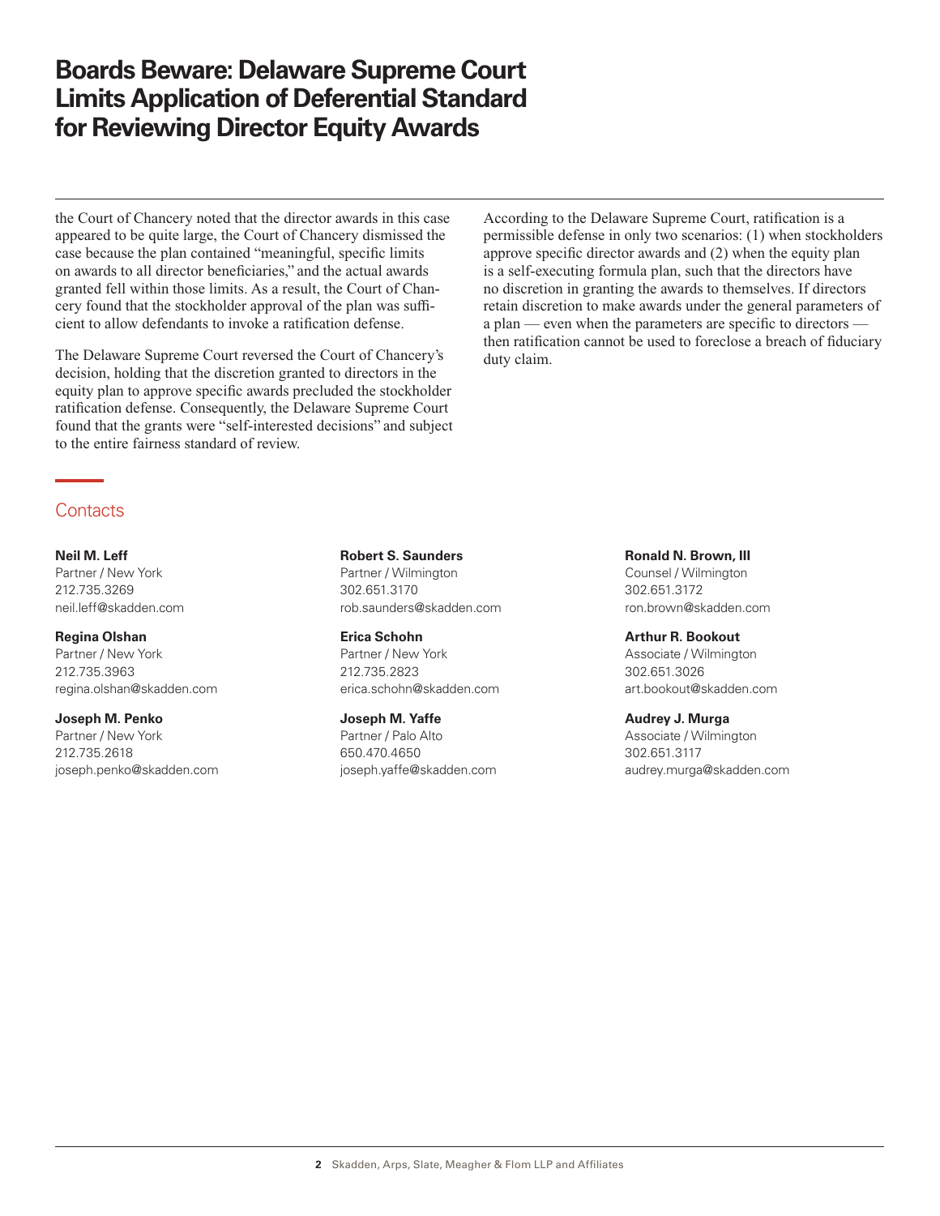# Boards Beware: Delaware Supreme Court Limits Application of Deferential Standard for Reviewing Director Equity Awards

the Court of Chancery noted that the director awards in this case appeared to be quite large, the Court of Chancery dismissed the case because the plan contained "meaningful, specific limits on awards to all director beneficiaries," and the actual awards granted fell within those limits. As a result, the Court of Chancery found that the stockholder approval of the plan was sufficient to allow defendants to invoke a ratification defense.

The Delaware Supreme Court reversed the Court of Chancery's decision, holding that the discretion granted to directors in the equity plan to approve specific awards precluded the stockholder ratification defense. Consequently, the Delaware Supreme Court found that the grants were "self-interested decisions" and subject to the entire fairness standard of review.

According to the Delaware Supreme Court, ratification is a permissible defense in only two scenarios: (1) when stockholders approve specific director awards and (2) when the equity plan is a self-executing formula plan, such that the directors have no discretion in granting the awards to themselves. If directors retain discretion to make awards under the general parameters of a plan — even when the parameters are specific to directors — then ratification cannot be used to foreclose a breach of fiduciary duty claim.

## Contacts

**Neil M. Leff**
Partner / New York
212.735.3269
neil.leff@skadden.com

**Regina Olshan**
Partner / New York
212.735.3963
regina.olshan@skadden.com

**Joseph M. Penko**
Partner / New York
212.735.2618
joseph.penko@skadden.com

**Robert S. Saunders**
Partner / Wilmington
302.651.3170
rob.saunders@skadden.com

**Erica Schohn**
Partner / New York
212.735.2823
erica.schohn@skadden.com

**Joseph M. Yaffe**
Partner / Palo Alto
650.470.4650
joseph.yaffe@skadden.com

**Ronald N. Brown, III**
Counsel / Wilmington
302.651.3172
ron.brown@skadden.com

**Arthur R. Bookout**
Associate / Wilmington
302.651.3026
art.bookout@skadden.com

**Audrey J. Murga**
Associate / Wilmington
302.651.3117
audrey.murga@skadden.com